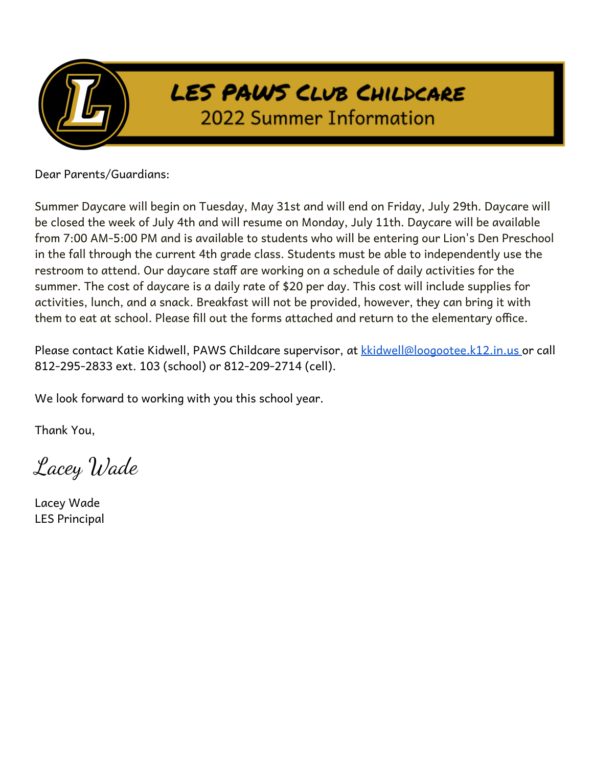# LES PAWS Club Childcare

## 2022 Summer Information

Dear Parents/Guardians:

Summer Daycare will begin on Tuesday, May 31st and will end on Friday, July 29th. Daycare will be closed the week of July 4th and will resume on Monday, July 11th. Daycare will be available from 7:00 AM-5:00 PM and is available to students who will be entering our Lion's Den Preschool in the fall through the current 4th grade class. Students must be able to independently use the restroom to attend. Our daycare staff are working on a schedule of daily activities for the summer. The cost of daycare is a daily rate of $20 per day. This cost will include supplies for activities, lunch, and a snack. Breakfast will not be provided, however, they can bring it with them to eat at school. Please fill out the forms attached and return to the elementary office.

Please contact Katie Kidwell, PAWS Childcare supervisor, at kkidwell@loogootee.k12.in.us or call 812-295-2833 ext. 103 (school) or 812-209-2714 (cell).

We look forward to working with you this school year.

Thank You,

*Lacey Wade*

Lacey Wade
LES Principal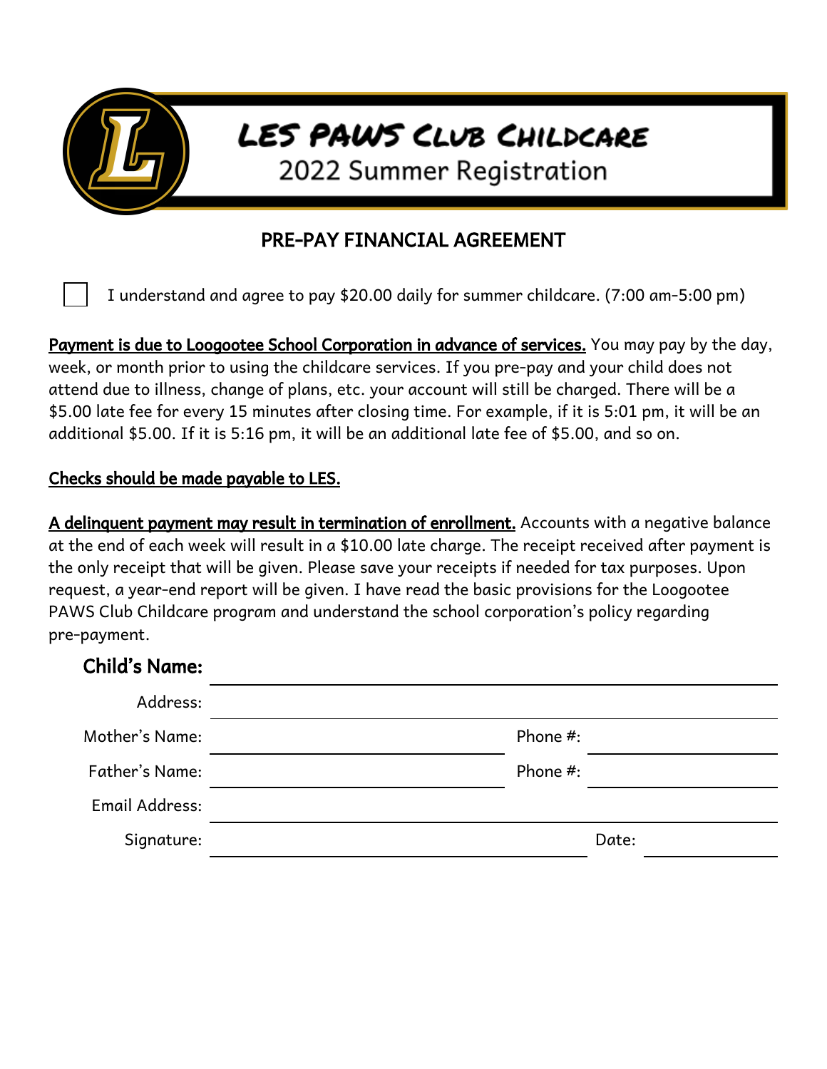# LES PAWS CLUB CHILDCARE

## 2022 Summer Registration

### PRE-PAY FINANCIAL AGREEMENT

☐ I understand and agree to pay $20.00 daily for summer childcare. (7:00 am-5:00 pm)

**Payment is due to Loogootee School Corporation in advance of services.** You may pay by the day, week, or month prior to using the childcare services. If you pre-pay and your child does not attend due to illness, change of plans, etc. your account will still be charged. There will be a $5.00 late fee for every 15 minutes after closing time. For example, if it is 5:01 pm, it will be an additional $5.00. If it is 5:16 pm, it will be an additional late fee of $5.00, and so on.

**Checks should be made payable to LES.**

**A delinquent payment may result in termination of enrollment.** Accounts with a negative balance at the end of each week will result in a $10.00 late charge. The receipt received after payment is the only receipt that will be given. Please save your receipts if needed for tax purposes. Upon request, a year-end report will be given. I have read the basic provisions for the Loogootee PAWS Club Childcare program and understand the school corporation's policy regarding pre-payment.

**Child's Name:** ______________________________

Address: ______________________________

Mother's Name: ______________________ Phone #: ______________

Father's Name: ______________________ Phone #: ______________

Email Address: ______________________________

Signature: ______________________________ Date: ______________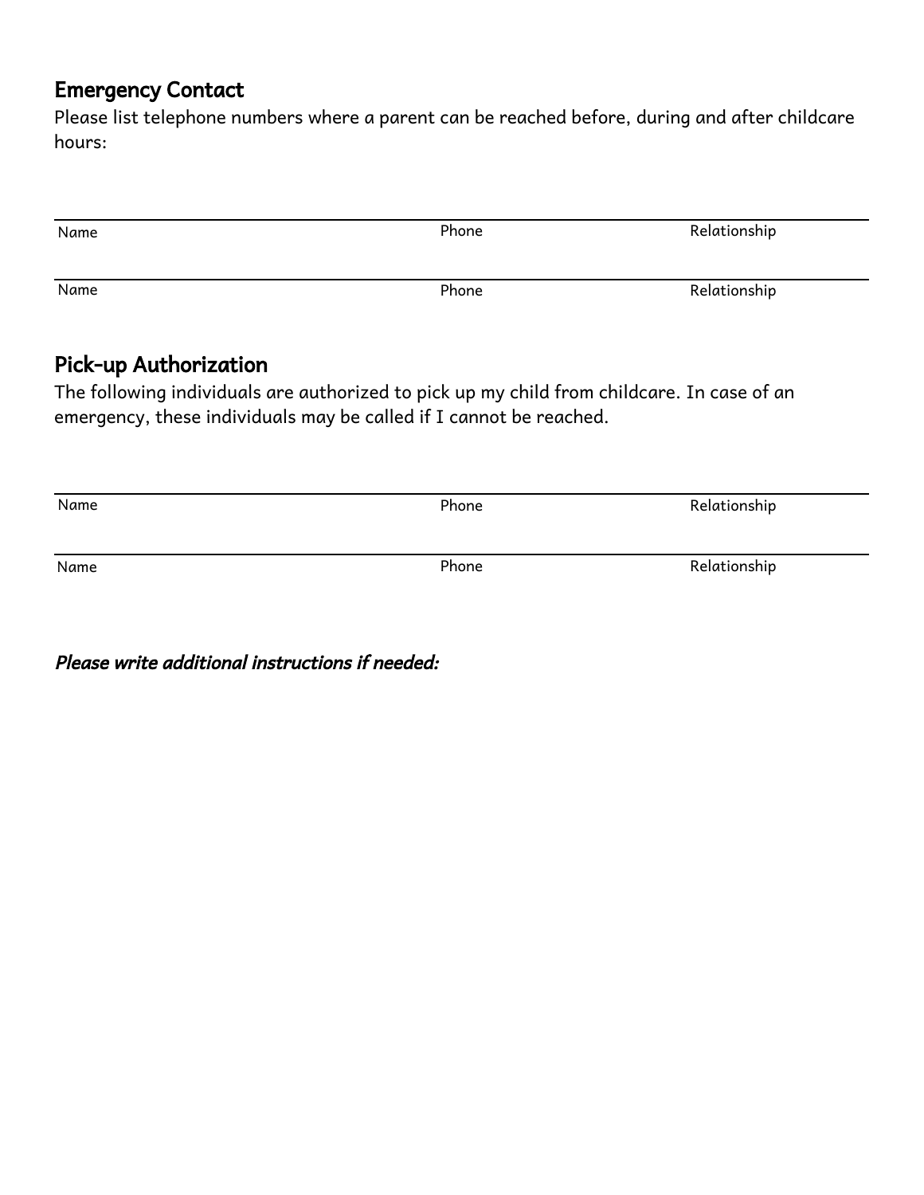## Emergency Contact

Please list telephone numbers where a parent can be reached before, during and after childcare hours:

| Name | Phone | Relationship |
| --- | --- | --- |
| | | |

| Name | Phone | Relationship |
| --- | --- | --- |
| | | |

## Pick-up Authorization

The following individuals are authorized to pick up my child from childcare. In case of an emergency, these individuals may be called if I cannot be reached.

| Name | Phone | Relationship |
| --- | --- | --- |
| | | |

| Name | Phone | Relationship |
| --- | --- | --- |
| | | |

***Please write additional instructions if needed:***